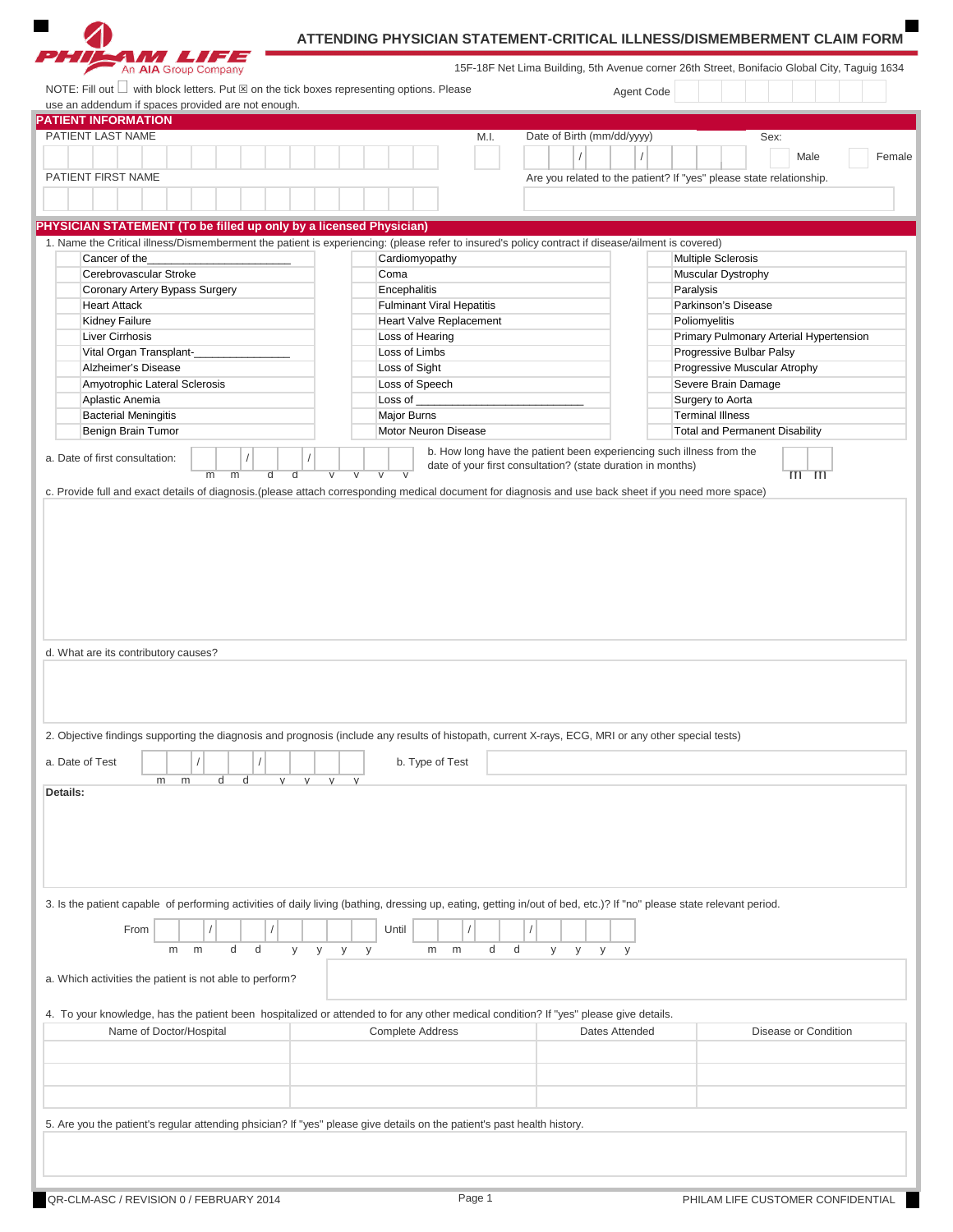PHILAM LIFE
An AIA Group Company

# ATTENDING PHYSICIAN STATEMENT-CRITICAL ILLNESS/DISMEMBERMENT CLAIM FORM

15F-18F Net Lima Building, 5th Avenue corner 26th Street, Bonifacio Global City, Taguig 1634

NOTE: Fill out ☐ with block letters. Put ☒ on the tick boxes representing options. Please use an addendum if spaces provided are not enough.

Agent Code

## PATIENT INFORMATION

PATIENT LAST NAME

M.I.

Date of Birth (mm/dd/yyyy) __ __ / __ __ / __ __ __ __

Sex: ☐ Male ☐ Female

PATIENT FIRST NAME

Are you related to the patient? If "yes" please state relationship.

## PHYSICIAN STATEMENT (To be filled up only by a licensed Physician)

1. Name the Critical illness/Dismemberment the patient is experiencing: (please refer to insured's policy contract if disease/ailment is covered)

| | | |
|---|---|---|
| ☐ Cancer of the_______________________ | ☐ Cardiomyopathy | ☐ Multiple Sclerosis |
| ☐ Cerebrovascular Stroke | ☐ Coma | ☐ Muscular Dystrophy |
| ☐ Coronary Artery Bypass Surgery | ☐ Encephalitis | ☐ Paralysis |
| ☐ Heart Attack | ☐ Fulminant Viral Hepatitis | ☐ Parkinson's Disease |
| ☐ Kidney Failure | ☐ Heart Valve Replacement | ☐ Poliomyelitis |
| ☐ Liver Cirrhosis | ☐ Loss of Hearing | ☐ Primary Pulmonary Arterial Hypertension |
| ☐ Vital Organ Transplant-______________ | ☐ Loss of Limbs | ☐ Progressive Bulbar Palsy |
| ☐ Alzheimer's Disease | ☐ Loss of Sight | ☐ Progressive Muscular Atrophy |
| ☐ Amyotrophic Lateral Sclerosis | ☐ Loss of Speech | ☐ Severe Brain Damage |
| ☐ Aplastic Anemia | ☐ Loss of ___________________________ | ☐ Surgery to Aorta |
| ☐ Bacterial Meningitis | ☐ Major Burns | ☐ Terminal Illness |
| ☐ Benign Brain Tumor | ☐ Motor Neuron Disease | ☐ Total and Permanent Disability |

a. Date of first consultation: __ __ / __ __ / __ __ __ __ (m m / d d / y y y y)

b. How long have the patient been experiencing such illness from the date of your first consultation? (state duration in months) __ __ (m m)

c. Provide full and exact details of diagnosis.(please attach corresponding medical document for diagnosis and use back sheet if you need more space)

d. What are its contributory causes?

2. Objective findings supporting the diagnosis and prognosis (include any results of histopath, current X-rays, ECG, MRI or any other special tests)

a. Date of Test __ __ / __ __ / __ __ __ __ (m m / d d / y y y y)

b. Type of Test

**Details:**

3. Is the patient capable of performing activities of daily living (bathing, dressing up, eating, getting in/out of bed, etc.)? If "no" please state relevant period.

From __ __ / __ __ / __ __ __ __ (m m / d d / y y y y) Until __ __ / __ __ / __ __ __ __ (m m / d d / y y y y)

a. Which activities the patient is not able to perform?

4. To your knowledge, has the patient been hospitalized or attended to for any other medical condition? If "yes" please give details.

| Name of Doctor/Hospital | Complete Address | Dates Attended | Disease or Condition |
|---|---|---|---|
| | | | |
| | | | |
| | | | |

5. Are you the patient's regular attending phsician? If "yes" please give details on the patient's past health history.

QR-CLM-ASC / REVISION 0 / FEBRUARY 2014

PHILAM LIFE CUSTOMER CONFIDENTIAL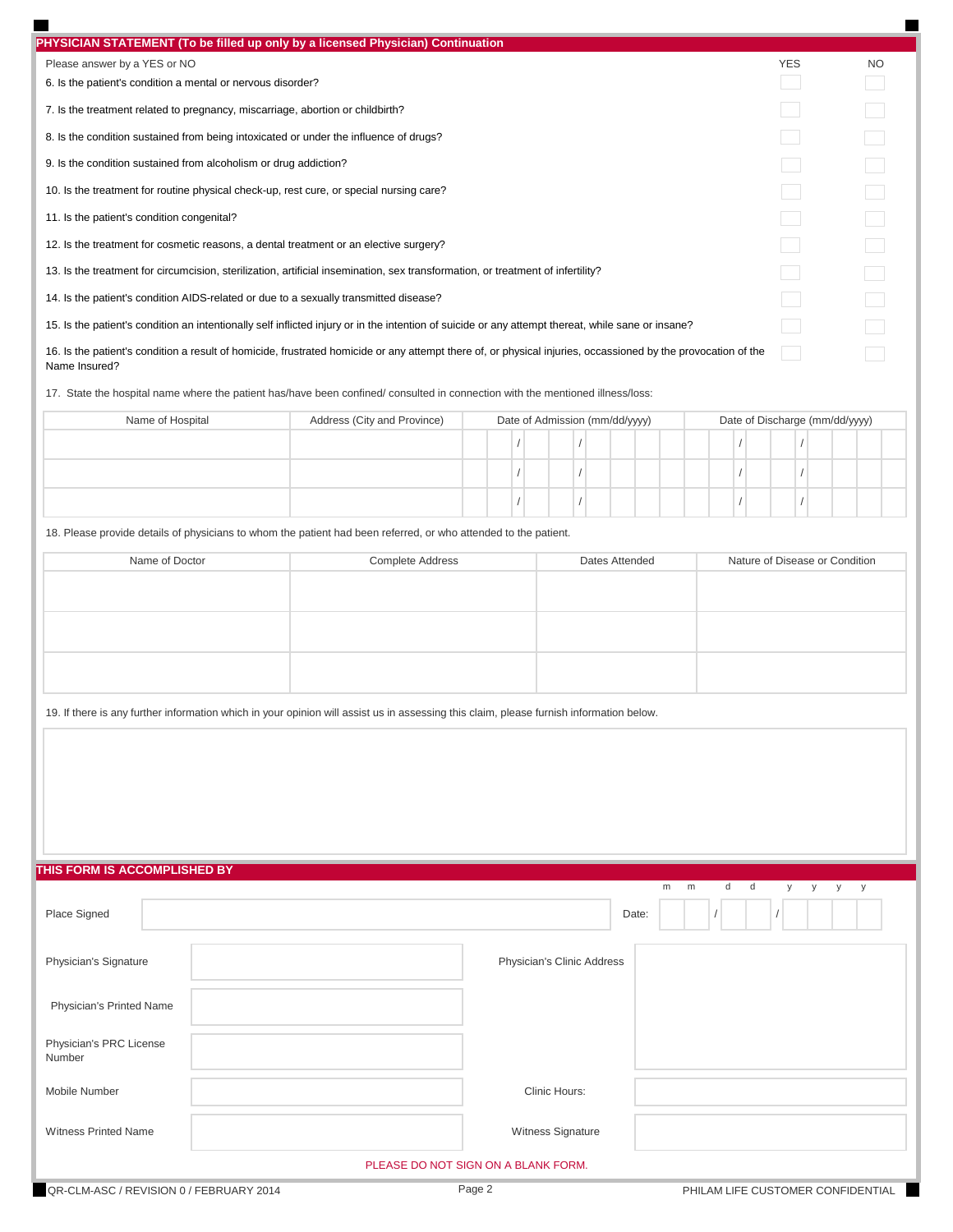## PHYSICIAN STATEMENT (To be filled up only by a licensed Physician) Continuation

| Please answer by a YES or NO | YES | NO |
|---|---|---|
| 6. Is the patient's condition a mental or nervous disorder? | | |
| 7. Is the treatment related to pregnancy, miscarriage, abortion or childbirth? | | |
| 8. Is the condition sustained from being intoxicated or under the influence of drugs? | | |
| 9. Is the condition sustained from alcoholism or drug addiction? | | |
| 10. Is the treatment for routine physical check-up, rest cure, or special nursing care? | | |
| 11. Is the patient's condition congenital? | | |
| 12. Is the treatment for cosmetic reasons, a dental treatment or an elective surgery? | | |
| 13. Is the treatment for circumcision, sterilization, artificial insemination, sex transformation, or treatment of infertility? | | |
| 14. Is the patient's condition AIDS-related or due to a sexually transmitted disease? | | |
| 15. Is the patient's condition an intentionally self inflicted injury or in the intention of suicide or any attempt thereat, while sane or insane? | | |
| 16. Is the patient's condition a result of homicide, frustrated homicide or any attempt there of, or physical injuries, occassioned by the provocation of the Name Insured? | | |

17. State the hospital name where the patient has/have been confined/ consulted in connection with the mentioned illness/loss:

| Name of Hospital | Address (City and Province) | Date of Admission (mm/dd/yyyy) | Date of Discharge (mm/dd/yyyy) |
|---|---|---|---|
| | | / / | / / |
| | | / / | / / |
| | | / / | / / |

18. Please provide details of physicians to whom the patient had been referred, or who attended to the patient.

| Name of Doctor | Complete Address | Dates Attended | Nature of Disease or Condition |
|---|---|---|---|
| | | | |
| | | | |
| | | | |

19. If there is any further information which in your opinion will assist us in assessing this claim, please furnish information below.

## THIS FORM IS ACCOMPLISHED BY

| | | | |
|---|---|---|---|
| Place Signed | | Date: (mm/dd/yyyy) | / / |
| Physician's Signature | | Physician's Clinic Address | |
| Physician's Printed Name | | | |
| Physician's PRC License Number | | | |
| Mobile Number | | Clinic Hours: | |
| Witness Printed Name | | Witness Signature | |

PLEASE DO NOT SIGN ON A BLANK FORM.

QR-CLM-ASC / REVISION 0 / FEBRUARY 2014

PHILAM LIFE CUSTOMER CONFIDENTIAL